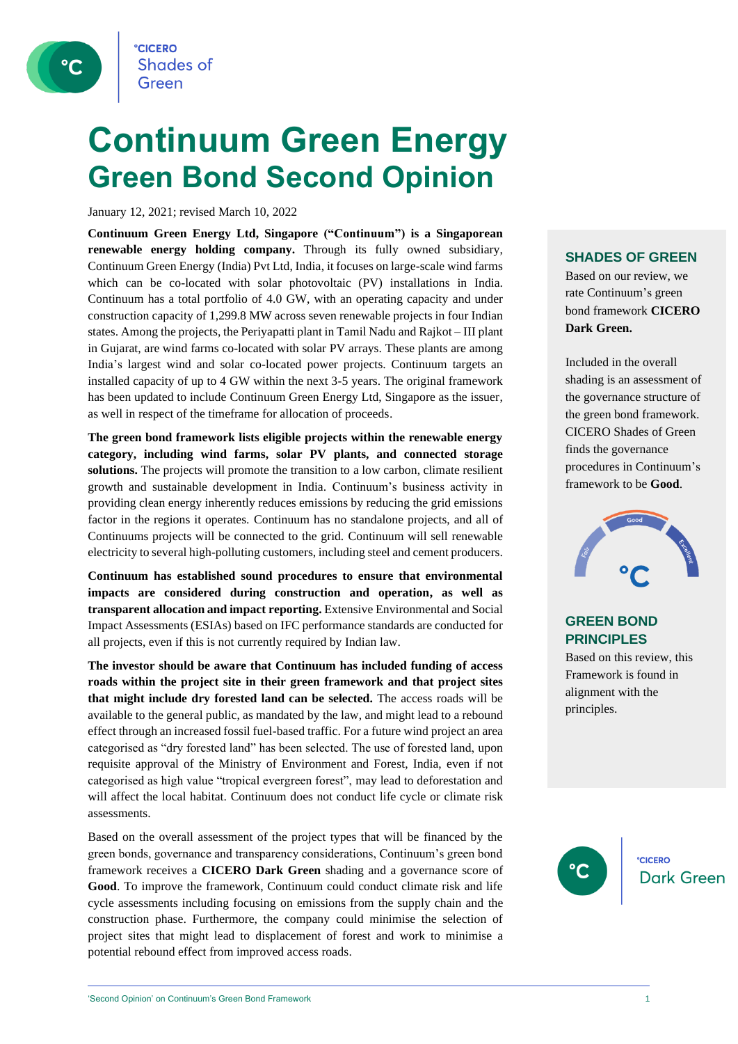# Continuum Green Energy
## Green Bond Second Opinion

January 12, 2021; revised March 10, 2022

**Continuum Green Energy Ltd, Singapore ("Continuum") is a Singaporean renewable energy holding company.** Through its fully owned subsidiary, Continuum Green Energy (India) Pvt Ltd, India, it focuses on large-scale wind farms which can be co-located with solar photovoltaic (PV) installations in India. Continuum has a total portfolio of 4.0 GW, with an operating capacity and under construction capacity of 1,299.8 MW across seven renewable projects in four Indian states. Among the projects, the Periyapatti plant in Tamil Nadu and Rajkot – III plant in Gujarat, are wind farms co-located with solar PV arrays. These plants are among India's largest wind and solar co-located power projects. Continuum targets an installed capacity of up to 4 GW within the next 3-5 years. The original framework has been updated to include Continuum Green Energy Ltd, Singapore as the issuer, as well in respect of the timeframe for allocation of proceeds.

**The green bond framework lists eligible projects within the renewable energy category, including wind farms, solar PV plants, and connected storage solutions.** The projects will promote the transition to a low carbon, climate resilient growth and sustainable development in India. Continuum's business activity in providing clean energy inherently reduces emissions by reducing the grid emissions factor in the regions it operates. Continuum has no standalone projects, and all of Continuums projects will be connected to the grid. Continuum will sell renewable electricity to several high-polluting customers, including steel and cement producers.

**Continuum has established sound procedures to ensure that environmental impacts are considered during construction and operation, as well as transparent allocation and impact reporting.** Extensive Environmental and Social Impact Assessments (ESIAs) based on IFC performance standards are conducted for all projects, even if this is not currently required by Indian law.

**The investor should be aware that Continuum has included funding of access roads within the project site in their green framework and that project sites that might include dry forested land can be selected.** The access roads will be available to the general public, as mandated by the law, and might lead to a rebound effect through an increased fossil fuel-based traffic. For a future wind project an area categorised as "dry forested land" has been selected. The use of forested land, upon requisite approval of the Ministry of Environment and Forest, India, even if not categorised as high value "tropical evergreen forest", may lead to deforestation and will affect the local habitat. Continuum does not conduct life cycle or climate risk assessments.

Based on the overall assessment of the project types that will be financed by the green bonds, governance and transparency considerations, Continuum's green bond framework receives a **CICERO Dark Green** shading and a governance score of **Good**. To improve the framework, Continuum could conduct climate risk and life cycle assessments including focusing on emissions from the supply chain and the construction phase. Furthermore, the company could minimise the selection of project sites that might lead to displacement of forest and work to minimise a potential rebound effect from improved access roads.

### SHADES OF GREEN

Based on our review, we rate Continuum's green bond framework **CICERO Dark Green.**

Included in the overall shading is an assessment of the governance structure of the green bond framework. CICERO Shades of Green finds the governance procedures in Continuum's framework to be **Good**.

### GREEN BOND PRINCIPLES

Based on this review, this Framework is found in alignment with the principles.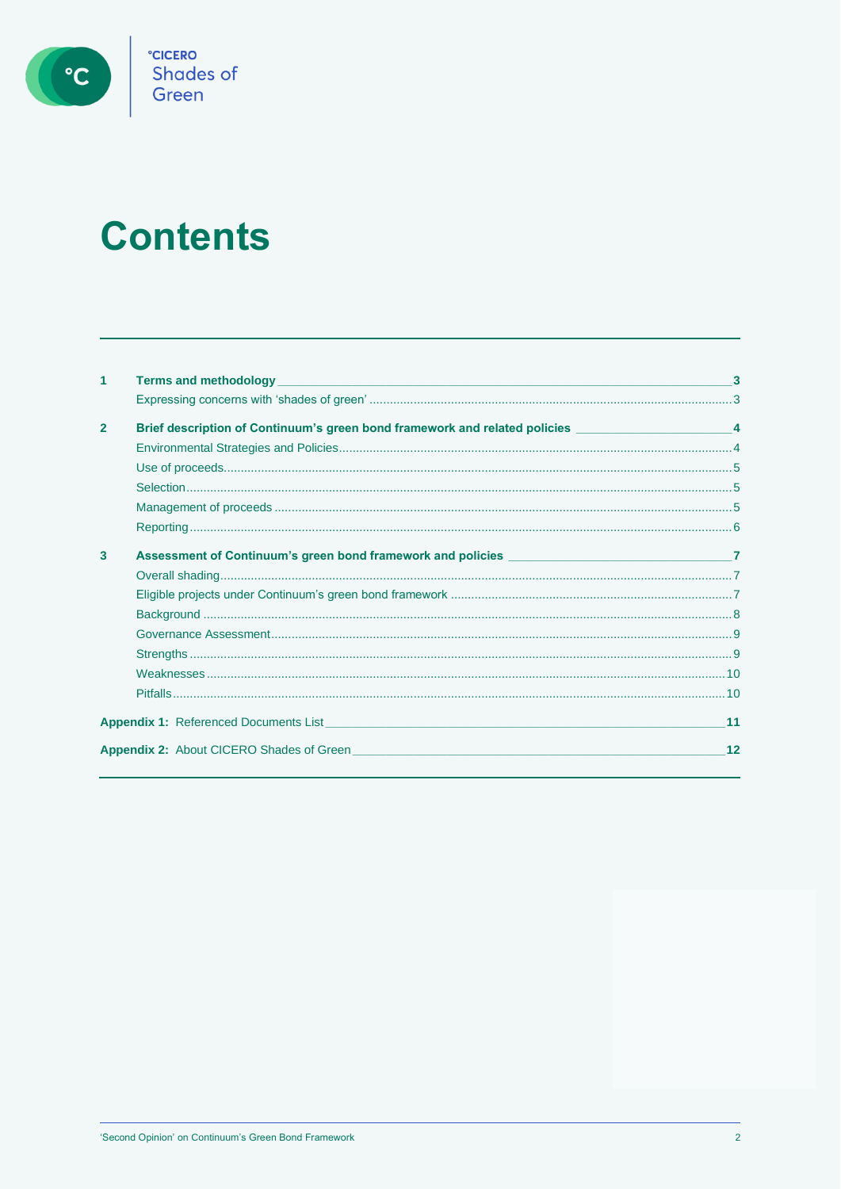# Contents

1 **Terms and methodology** ... 3
  - Expressing concerns with 'shades of green' ... 3

2 **Brief description of Continuum's green bond framework and related policies** ... 4
  - Environmental Strategies and Policies ... 4
  - Use of proceeds ... 5
  - Selection ... 5
  - Management of proceeds ... 5
  - Reporting ... 6

3 **Assessment of Continuum's green bond framework and policies** ... 7
  - Overall shading ... 7
  - Eligible projects under Continuum's green bond framework ... 7
  - Background ... 8
  - Governance Assessment ... 9
  - Strengths ... 9
  - Weaknesses ... 10
  - Pitfalls ... 10

**Appendix 1:** Referenced Documents List ... 11

**Appendix 2:** About CICERO Shades of Green ... 12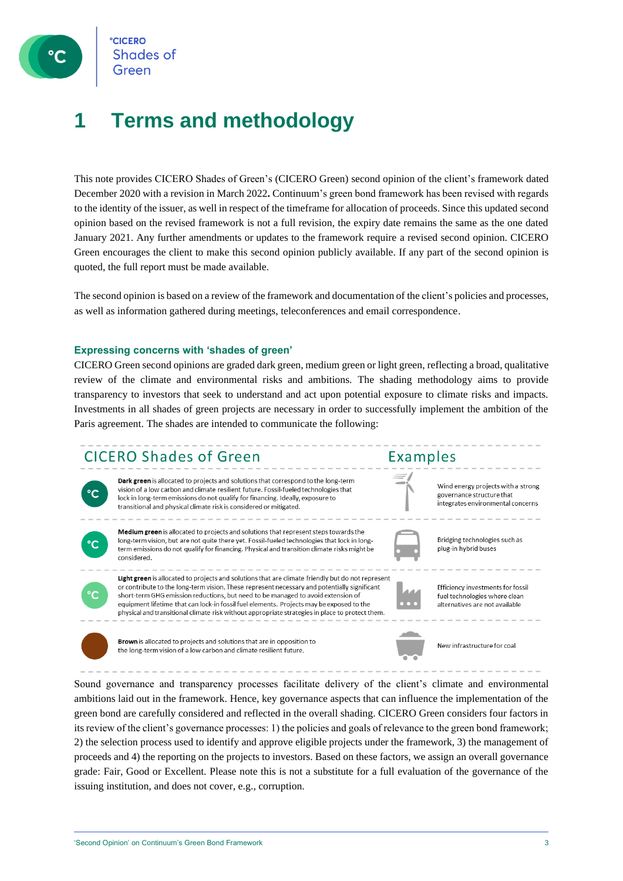# 1 Terms and methodology

This note provides CICERO Shades of Green's (CICERO Green) second opinion of the client's framework dated December 2020 with a revision in March 2022**.** Continuum's green bond framework has been revised with regards to the identity of the issuer, as well in respect of the timeframe for allocation of proceeds. Since this updated second opinion based on the revised framework is not a full revision, the expiry date remains the same as the one dated January 2021. Any further amendments or updates to the framework require a revised second opinion. CICERO Green encourages the client to make this second opinion publicly available. If any part of the second opinion is quoted, the full report must be made available.

The second opinion is based on a review of the framework and documentation of the client's policies and processes, as well as information gathered during meetings, teleconferences and email correspondence.

### Expressing concerns with 'shades of green'

CICERO Green second opinions are graded dark green, medium green or light green, reflecting a broad, qualitative review of the climate and environmental risks and ambitions. The shading methodology aims to provide transparency to investors that seek to understand and act upon potential exposure to climate risks and impacts. Investments in all shades of green projects are necessary in order to successfully implement the ambition of the Paris agreement. The shades are intended to communicate the following:

| CICERO Shades of Green | Examples |
|---|---|
| **Dark green** is allocated to projects and solutions that correspond to the long-term vision of a low carbon and climate resilient future. Fossil-fueled technologies that lock in long-term emissions do not qualify for financing. Ideally, exposure to transitional and physical climate risk is considered or mitigated. | Wind energy projects with a strong governance structure that integrates environmental concerns |
| **Medium green** is allocated to projects and solutions that represent steps towards the long-term vision, but are not quite there yet. Fossil-fueled technologies that lock in long-term emissions do not qualify for financing. Physical and transition climate risks might be considered. | Bridging technologies such as plug-in hybrid buses |
| **Light green** is allocated to projects and solutions that are climate friendly but do not represent or contribute to the long-term vision. These represent necessary and potentially significant short-term GHG emission reductions, but need to be managed to avoid extension of equipment lifetime that can lock-in fossil fuel elements. Projects may be exposed to the physical and transitional climate risk without appropriate strategies in place to protect them. | Efficiency investments for fossil fuel technologies where clean alternatives are not available |
| **Brown** is allocated to projects and solutions that are in opposition to the long-term vision of a low carbon and climate resilient future. | New infrastructure for coal |

Sound governance and transparency processes facilitate delivery of the client's climate and environmental ambitions laid out in the framework. Hence, key governance aspects that can influence the implementation of the green bond are carefully considered and reflected in the overall shading. CICERO Green considers four factors in its review of the client's governance processes: 1) the policies and goals of relevance to the green bond framework; 2) the selection process used to identify and approve eligible projects under the framework, 3) the management of proceeds and 4) the reporting on the projects to investors. Based on these factors, we assign an overall governance grade: Fair, Good or Excellent. Please note this is not a substitute for a full evaluation of the governance of the issuing institution, and does not cover, e.g., corruption.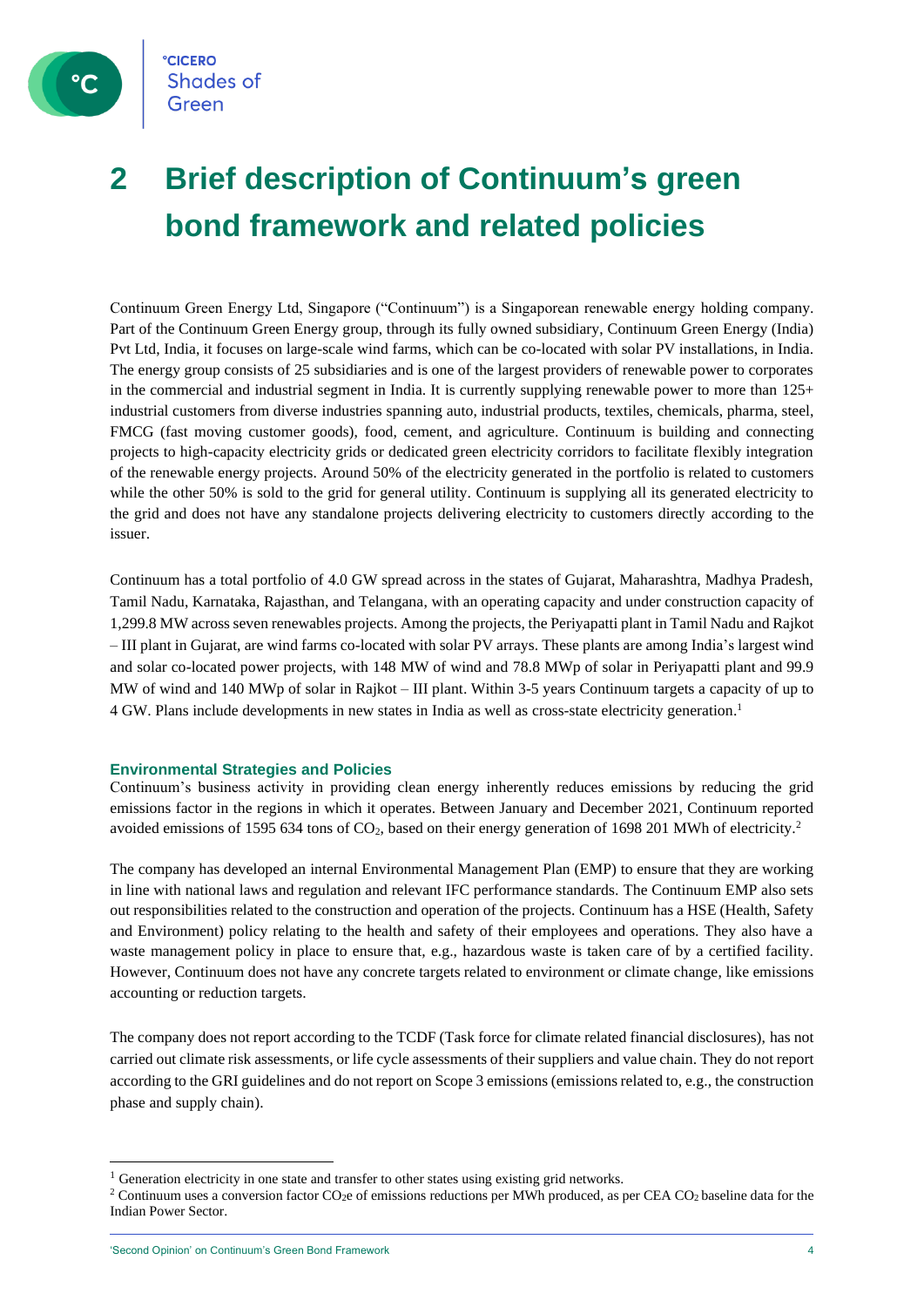# 2 Brief description of Continuum's green bond framework and related policies

Continuum Green Energy Ltd, Singapore ("Continuum") is a Singaporean renewable energy holding company. Part of the Continuum Green Energy group, through its fully owned subsidiary, Continuum Green Energy (India) Pvt Ltd, India, it focuses on large-scale wind farms, which can be co-located with solar PV installations, in India. The energy group consists of 25 subsidiaries and is one of the largest providers of renewable power to corporates in the commercial and industrial segment in India. It is currently supplying renewable power to more than 125+ industrial customers from diverse industries spanning auto, industrial products, textiles, chemicals, pharma, steel, FMCG (fast moving customer goods), food, cement, and agriculture. Continuum is building and connecting projects to high-capacity electricity grids or dedicated green electricity corridors to facilitate flexibly integration of the renewable energy projects. Around 50% of the electricity generated in the portfolio is related to customers while the other 50% is sold to the grid for general utility. Continuum is supplying all its generated electricity to the grid and does not have any standalone projects delivering electricity to customers directly according to the issuer.

Continuum has a total portfolio of 4.0 GW spread across in the states of Gujarat, Maharashtra, Madhya Pradesh, Tamil Nadu, Karnataka, Rajasthan, and Telangana, with an operating capacity and under construction capacity of 1,299.8 MW across seven renewables projects. Among the projects, the Periyapatti plant in Tamil Nadu and Rajkot – III plant in Gujarat, are wind farms co-located with solar PV arrays. These plants are among India's largest wind and solar co-located power projects, with 148 MW of wind and 78.8 MWp of solar in Periyapatti plant and 99.9 MW of wind and 140 MWp of solar in Rajkot – III plant. Within 3-5 years Continuum targets a capacity of up to 4 GW. Plans include developments in new states in India as well as cross-state electricity generation.[1]

### Environmental Strategies and Policies

Continuum's business activity in providing clean energy inherently reduces emissions by reducing the grid emissions factor in the regions in which it operates. Between January and December 2021, Continuum reported avoided emissions of 1595 634 tons of $CO_2$, based on their energy generation of 1698 201 MWh of electricity.[2]

The company has developed an internal Environmental Management Plan (EMP) to ensure that they are working in line with national laws and regulation and relevant IFC performance standards. The Continuum EMP also sets out responsibilities related to the construction and operation of the projects. Continuum has a HSE (Health, Safety and Environment) policy relating to the health and safety of their employees and operations. They also have a waste management policy in place to ensure that, e.g., hazardous waste is taken care of by a certified facility. However, Continuum does not have any concrete targets related to environment or climate change, like emissions accounting or reduction targets.

The company does not report according to the TCDF (Task force for climate related financial disclosures), has not carried out climate risk assessments, or life cycle assessments of their suppliers and value chain. They do not report according to the GRI guidelines and do not report on Scope 3 emissions (emissions related to, e.g., the construction phase and supply chain).

---

[1] Generation electricity in one state and transfer to other states using existing grid networks.

[2] Continuum uses a conversion factor $CO_2e$ of emissions reductions per MWh produced, as per CEA $CO_2$ baseline data for the Indian Power Sector.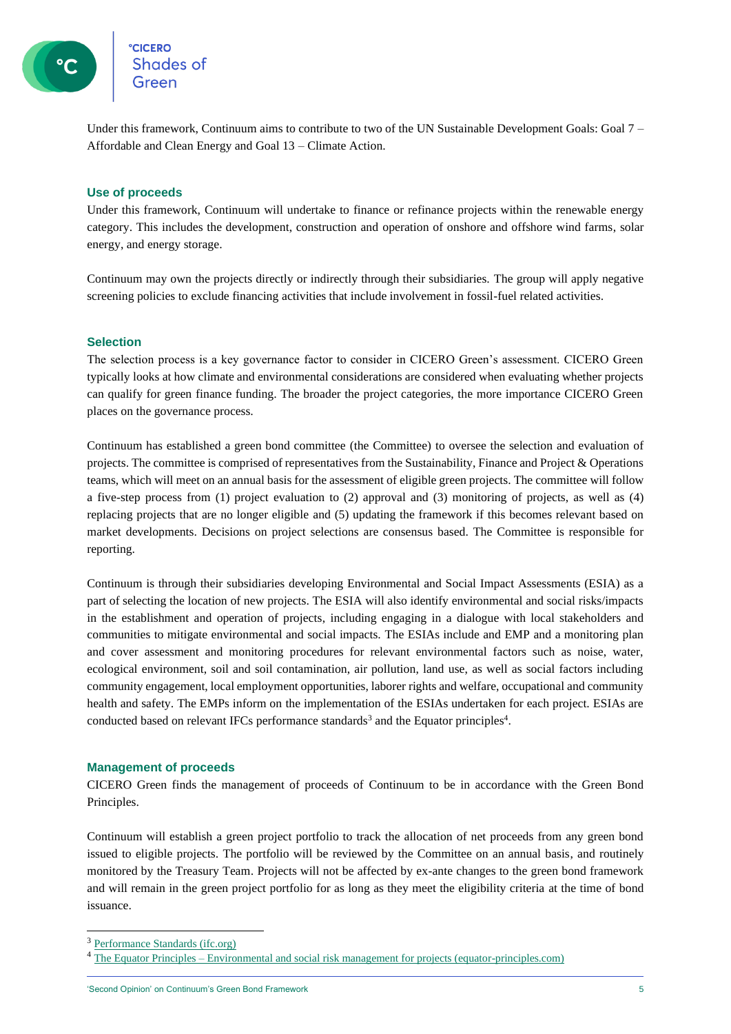Under this framework, Continuum aims to contribute to two of the UN Sustainable Development Goals: Goal 7 – Affordable and Clean Energy and Goal 13 – Climate Action.

### Use of proceeds

Under this framework, Continuum will undertake to finance or refinance projects within the renewable energy category. This includes the development, construction and operation of onshore and offshore wind farms, solar energy, and energy storage.

Continuum may own the projects directly or indirectly through their subsidiaries. The group will apply negative screening policies to exclude financing activities that include involvement in fossil-fuel related activities.

### Selection

The selection process is a key governance factor to consider in CICERO Green's assessment. CICERO Green typically looks at how climate and environmental considerations are considered when evaluating whether projects can qualify for green finance funding. The broader the project categories, the more importance CICERO Green places on the governance process.

Continuum has established a green bond committee (the Committee) to oversee the selection and evaluation of projects. The committee is comprised of representatives from the Sustainability, Finance and Project & Operations teams, which will meet on an annual basis for the assessment of eligible green projects. The committee will follow a five-step process from (1) project evaluation to (2) approval and (3) monitoring of projects, as well as (4) replacing projects that are no longer eligible and (5) updating the framework if this becomes relevant based on market developments. Decisions on project selections are consensus based. The Committee is responsible for reporting.

Continuum is through their subsidiaries developing Environmental and Social Impact Assessments (ESIA) as a part of selecting the location of new projects. The ESIA will also identify environmental and social risks/impacts in the establishment and operation of projects, including engaging in a dialogue with local stakeholders and communities to mitigate environmental and social impacts. The ESIAs include and EMP and a monitoring plan and cover assessment and monitoring procedures for relevant environmental factors such as noise, water, ecological environment, soil and soil contamination, air pollution, land use, as well as social factors including community engagement, local employment opportunities, laborer rights and welfare, occupational and community health and safety. The EMPs inform on the implementation of the ESIAs undertaken for each project. ESIAs are conducted based on relevant IFCs performance standards[3] and the Equator principles[4].

### Management of proceeds

CICERO Green finds the management of proceeds of Continuum to be in accordance with the Green Bond Principles.

Continuum will establish a green project portfolio to track the allocation of net proceeds from any green bond issued to eligible projects. The portfolio will be reviewed by the Committee on an annual basis, and routinely monitored by the Treasury Team. Projects will not be affected by ex-ante changes to the green bond framework and will remain in the green project portfolio for as long as they meet the eligibility criteria at the time of bond issuance.

---

[3] Performance Standards (ifc.org)

[4] The Equator Principles – Environmental and social risk management for projects (equator-principles.com)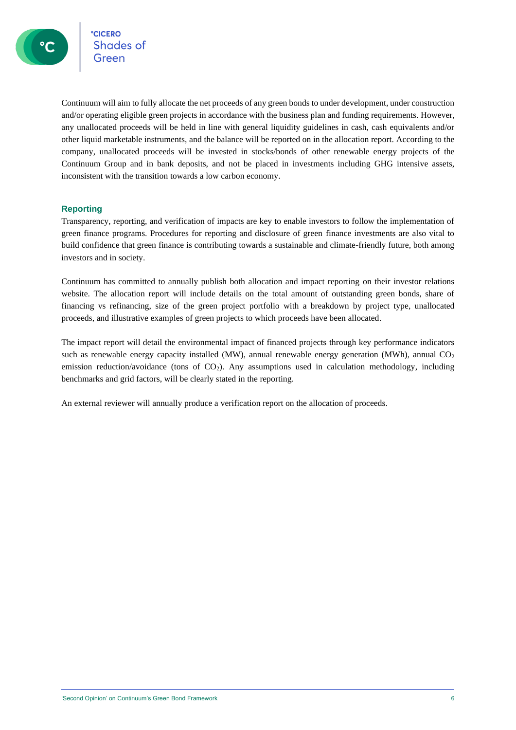Continuum will aim to fully allocate the net proceeds of any green bonds to under development, under construction and/or operating eligible green projects in accordance with the business plan and funding requirements. However, any unallocated proceeds will be held in line with general liquidity guidelines in cash, cash equivalents and/or other liquid marketable instruments, and the balance will be reported on in the allocation report. According to the company, unallocated proceeds will be invested in stocks/bonds of other renewable energy projects of the Continuum Group and in bank deposits, and not be placed in investments including GHG intensive assets, inconsistent with the transition towards a low carbon economy.

### Reporting

Transparency, reporting, and verification of impacts are key to enable investors to follow the implementation of green finance programs. Procedures for reporting and disclosure of green finance investments are also vital to build confidence that green finance is contributing towards a sustainable and climate-friendly future, both among investors and in society.

Continuum has committed to annually publish both allocation and impact reporting on their investor relations website. The allocation report will include details on the total amount of outstanding green bonds, share of financing vs refinancing, size of the green project portfolio with a breakdown by project type, unallocated proceeds, and illustrative examples of green projects to which proceeds have been allocated.

The impact report will detail the environmental impact of financed projects through key performance indicators such as renewable energy capacity installed (MW), annual renewable energy generation (MWh), annual $CO_2$ emission reduction/avoidance (tons of $CO_2$). Any assumptions used in calculation methodology, including benchmarks and grid factors, will be clearly stated in the reporting.

An external reviewer will annually produce a verification report on the allocation of proceeds.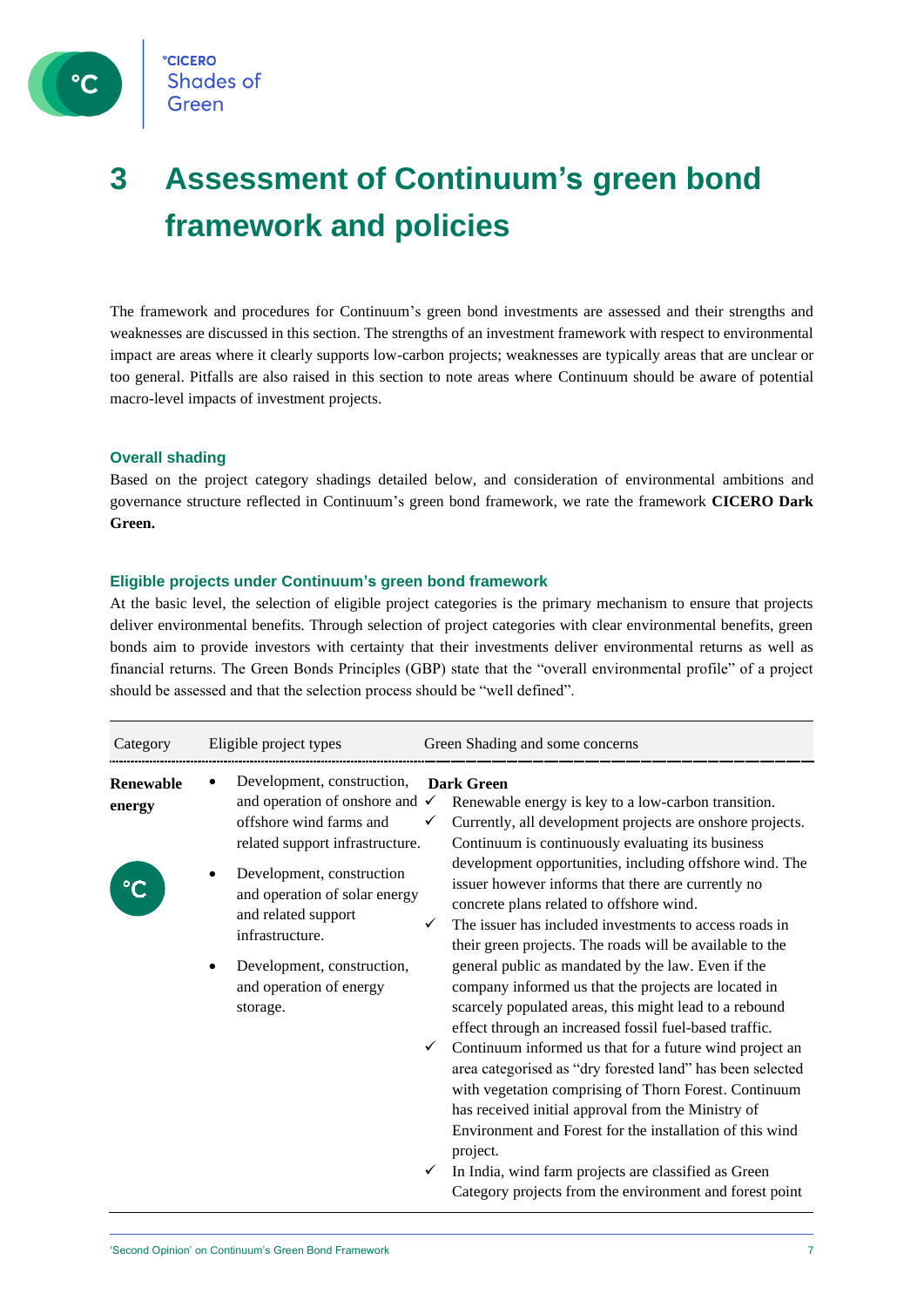# 3 Assessment of Continuum's green bond framework and policies

The framework and procedures for Continuum's green bond investments are assessed and their strengths and weaknesses are discussed in this section. The strengths of an investment framework with respect to environmental impact are areas where it clearly supports low-carbon projects; weaknesses are typically areas that are unclear or too general. Pitfalls are also raised in this section to note areas where Continuum should be aware of potential macro-level impacts of investment projects.

### Overall shading

Based on the project category shadings detailed below, and consideration of environmental ambitions and governance structure reflected in Continuum's green bond framework, we rate the framework **CICERO Dark Green.**

### Eligible projects under Continuum's green bond framework

At the basic level, the selection of eligible project categories is the primary mechanism to ensure that projects deliver environmental benefits. Through selection of project categories with clear environmental benefits, green bonds aim to provide investors with certainty that their investments deliver environmental returns as well as financial returns. The Green Bonds Principles (GBP) state that the "overall environmental profile" of a project should be assessed and that the selection process should be "well defined".

| Category | Eligible project types | Green Shading and some concerns |
|---|---|---|
| **Renewable energy** | • Development, construction, and operation of onshore and offshore wind farms and related support infrastructure.<br>• Development, construction and operation of solar energy and related support infrastructure.<br>• Development, construction, and operation of energy storage. | **Dark Green**<br>✓ Renewable energy is key to a low-carbon transition.<br>✓ Currently, all development projects are onshore projects. Continuum is continuously evaluating its business development opportunities, including offshore wind. The issuer however informs that there are currently no concrete plans related to offshore wind.<br>✓ The issuer has included investments to access roads in their green projects. The roads will be available to the general public as mandated by the law. Even if the company informed us that the projects are located in scarcely populated areas, this might lead to a rebound effect through an increased fossil fuel-based traffic.<br>✓ Continuum informed us that for a future wind project an area categorised as "dry forested land" has been selected with vegetation comprising of Thorn Forest. Continuum has received initial approval from the Ministry of Environment and Forest for the installation of this wind project.<br>✓ In India, wind farm projects are classified as Green Category projects from the environment and forest point |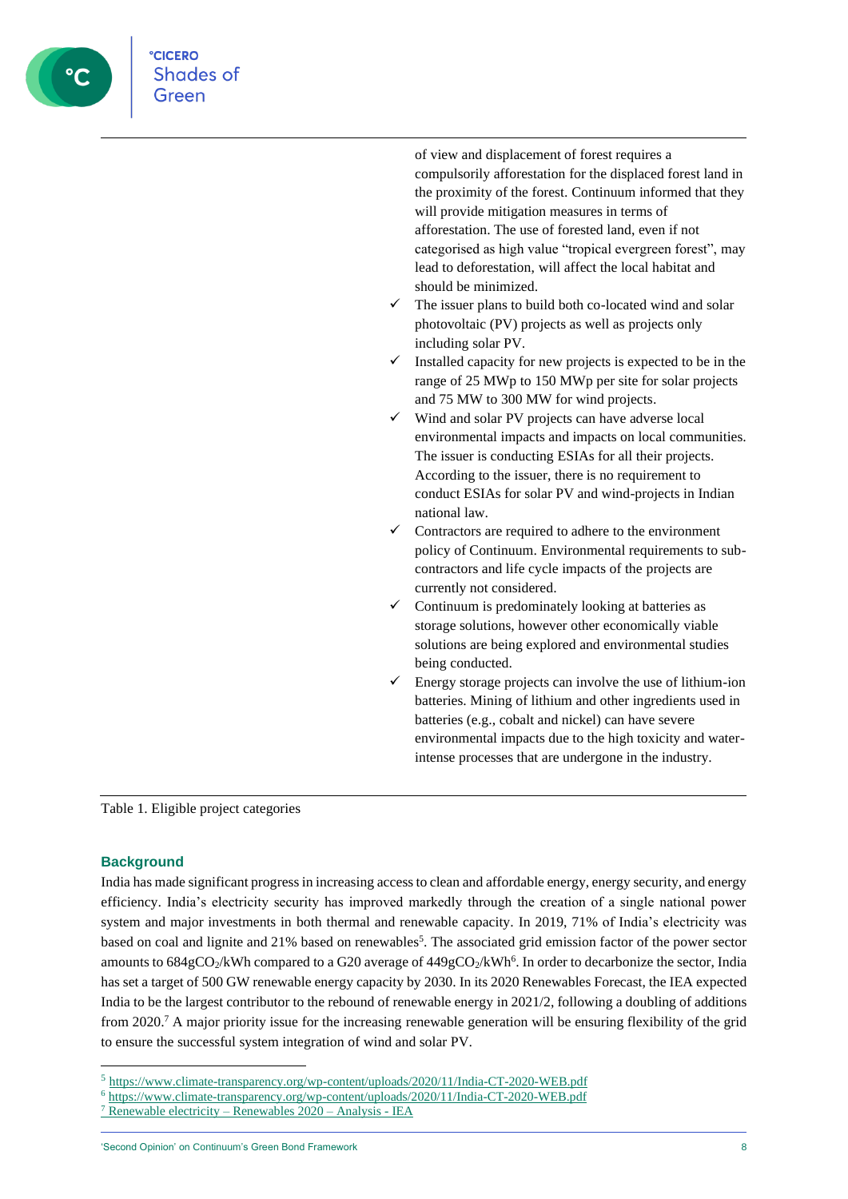| | |
|---|---|
| | of view and displacement of forest requires a compulsorily afforestation for the displaced forest land in the proximity of the forest. Continuum informed that they will provide mitigation measures in terms of afforestation. The use of forested land, even if not categorised as high value "tropical evergreen forest", may lead to deforestation, will affect the local habitat and should be minimized.<br>✓ The issuer plans to build both co-located wind and solar photovoltaic (PV) projects as well as projects only including solar PV.<br>✓ Installed capacity for new projects is expected to be in the range of 25 MWp to 150 MWp per site for solar projects and 75 MW to 300 MW for wind projects.<br>✓ Wind and solar PV projects can have adverse local environmental impacts and impacts on local communities. The issuer is conducting ESIAs for all their projects. According to the issuer, there is no requirement to conduct ESIAs for solar PV and wind-projects in Indian national law.<br>✓ Contractors are required to adhere to the environment policy of Continuum. Environmental requirements to sub-contractors and life cycle impacts of the projects are currently not considered.<br>✓ Continuum is predominately looking at batteries as storage solutions, however other economically viable solutions are being explored and environmental studies being conducted.<br>✓ Energy storage projects can involve the use of lithium-ion batteries. Mining of lithium and other ingredients used in batteries (e.g., cobalt and nickel) can have severe environmental impacts due to the high toxicity and water-intense processes that are undergone in the industry. |

Table 1. Eligible project categories

## Background

India has made significant progress in increasing access to clean and affordable energy, energy security, and energy efficiency. India's electricity security has improved markedly through the creation of a single national power system and major investments in both thermal and renewable capacity. In 2019, 71% of India's electricity was based on coal and lignite and 21% based on renewables[5]. The associated grid emission factor of the power sector amounts to 684g$CO_2$/kWh compared to a G20 average of 449g$CO_2$/kWh[6]. In order to decarbonize the sector, India has set a target of 500 GW renewable energy capacity by 2030. In its 2020 Renewables Forecast, the IEA expected India to be the largest contributor to the rebound of renewable energy in 2021/2, following a doubling of additions from 2020.[7] A major priority issue for the increasing renewable generation will be ensuring flexibility of the grid to ensure the successful system integration of wind and solar PV.

---

[5] https://www.climate-transparency.org/wp-content/uploads/2020/11/India-CT-2020-WEB.pdf
[6] https://www.climate-transparency.org/wp-content/uploads/2020/11/India-CT-2020-WEB.pdf
[7] Renewable electricity – Renewables 2020 – Analysis - IEA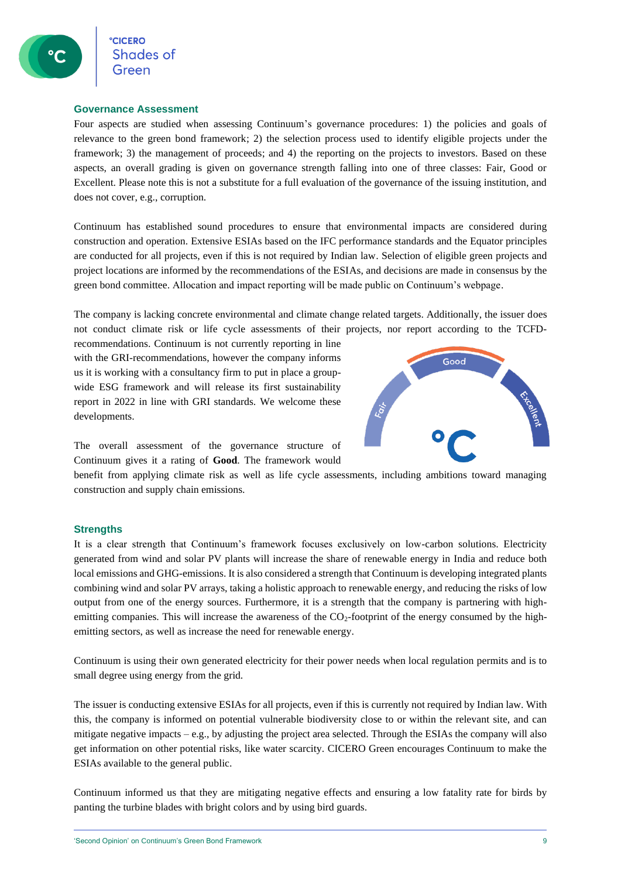## Governance Assessment

Four aspects are studied when assessing Continuum's governance procedures: 1) the policies and goals of relevance to the green bond framework; 2) the selection process used to identify eligible projects under the framework; 3) the management of proceeds; and 4) the reporting on the projects to investors. Based on these aspects, an overall grading is given on governance strength falling into one of three classes: Fair, Good or Excellent. Please note this is not a substitute for a full evaluation of the governance of the issuing institution, and does not cover, e.g., corruption.

Continuum has established sound procedures to ensure that environmental impacts are considered during construction and operation. Extensive ESIAs based on the IFC performance standards and the Equator principles are conducted for all projects, even if this is not required by Indian law. Selection of eligible green projects and project locations are informed by the recommendations of the ESIAs, and decisions are made in consensus by the green bond committee. Allocation and impact reporting will be made public on Continuum's webpage.

The company is lacking concrete environmental and climate change related targets. Additionally, the issuer does not conduct climate risk or life cycle assessments of their projects, nor report according to the TCFD-recommendations. Continuum is not currently reporting in line with the GRI-recommendations, however the company informs us it is working with a consultancy firm to put in place a group-wide ESG framework and will release its first sustainability report in 2022 in line with GRI standards. We welcome these developments.

The overall assessment of the governance structure of Continuum gives it a rating of **Good**. The framework would benefit from applying climate risk as well as life cycle assessments, including ambitions toward managing construction and supply chain emissions.

## Strengths

It is a clear strength that Continuum's framework focuses exclusively on low-carbon solutions. Electricity generated from wind and solar PV plants will increase the share of renewable energy in India and reduce both local emissions and GHG-emissions. It is also considered a strength that Continuum is developing integrated plants combining wind and solar PV arrays, taking a holistic approach to renewable energy, and reducing the risks of low output from one of the energy sources. Furthermore, it is a strength that the company is partnering with high-emitting companies. This will increase the awareness of the $CO_2$-footprint of the energy consumed by the high-emitting sectors, as well as increase the need for renewable energy.

Continuum is using their own generated electricity for their power needs when local regulation permits and is to small degree using energy from the grid.

The issuer is conducting extensive ESIAs for all projects, even if this is currently not required by Indian law. With this, the company is informed on potential vulnerable biodiversity close to or within the relevant site, and can mitigate negative impacts – e.g., by adjusting the project area selected. Through the ESIAs the company will also get information on other potential risks, like water scarcity. CICERO Green encourages Continuum to make the ESIAs available to the general public.

Continuum informed us that they are mitigating negative effects and ensuring a low fatality rate for birds by panting the turbine blades with bright colors and by using bird guards.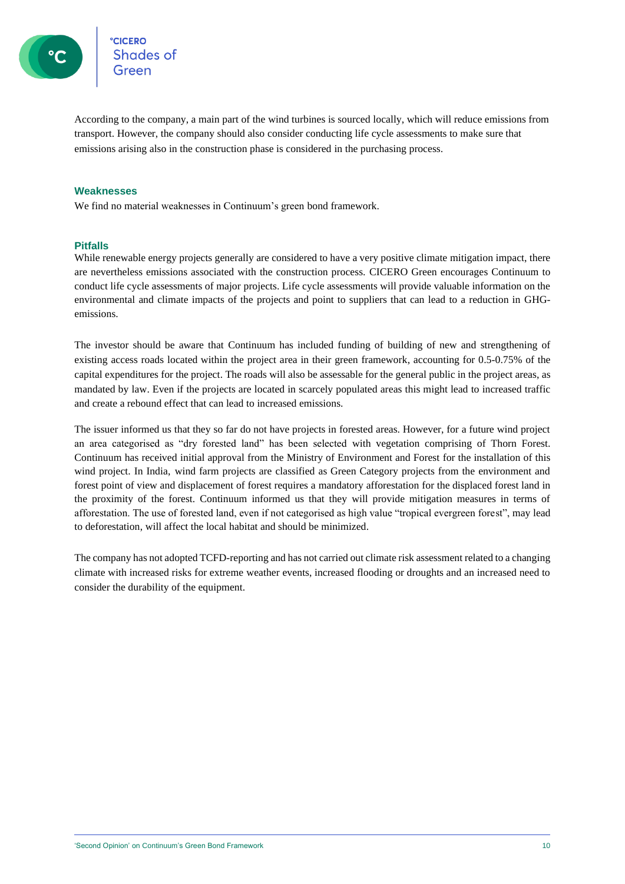According to the company, a main part of the wind turbines is sourced locally, which will reduce emissions from transport. However, the company should also consider conducting life cycle assessments to make sure that emissions arising also in the construction phase is considered in the purchasing process.

### Weaknesses

We find no material weaknesses in Continuum's green bond framework.

### Pitfalls

While renewable energy projects generally are considered to have a very positive climate mitigation impact, there are nevertheless emissions associated with the construction process. CICERO Green encourages Continuum to conduct life cycle assessments of major projects. Life cycle assessments will provide valuable information on the environmental and climate impacts of the projects and point to suppliers that can lead to a reduction in GHG-emissions.

The investor should be aware that Continuum has included funding of building of new and strengthening of existing access roads located within the project area in their green framework, accounting for 0.5-0.75% of the capital expenditures for the project. The roads will also be assessable for the general public in the project areas, as mandated by law. Even if the projects are located in scarcely populated areas this might lead to increased traffic and create a rebound effect that can lead to increased emissions.

The issuer informed us that they so far do not have projects in forested areas. However, for a future wind project an area categorised as "dry forested land" has been selected with vegetation comprising of Thorn Forest. Continuum has received initial approval from the Ministry of Environment and Forest for the installation of this wind project. In India, wind farm projects are classified as Green Category projects from the environment and forest point of view and displacement of forest requires a mandatory afforestation for the displaced forest land in the proximity of the forest. Continuum informed us that they will provide mitigation measures in terms of afforestation. The use of forested land, even if not categorised as high value "tropical evergreen forest", may lead to deforestation, will affect the local habitat and should be minimized.

The company has not adopted TCFD-reporting and has not carried out climate risk assessment related to a changing climate with increased risks for extreme weather events, increased flooding or droughts and an increased need to consider the durability of the equipment.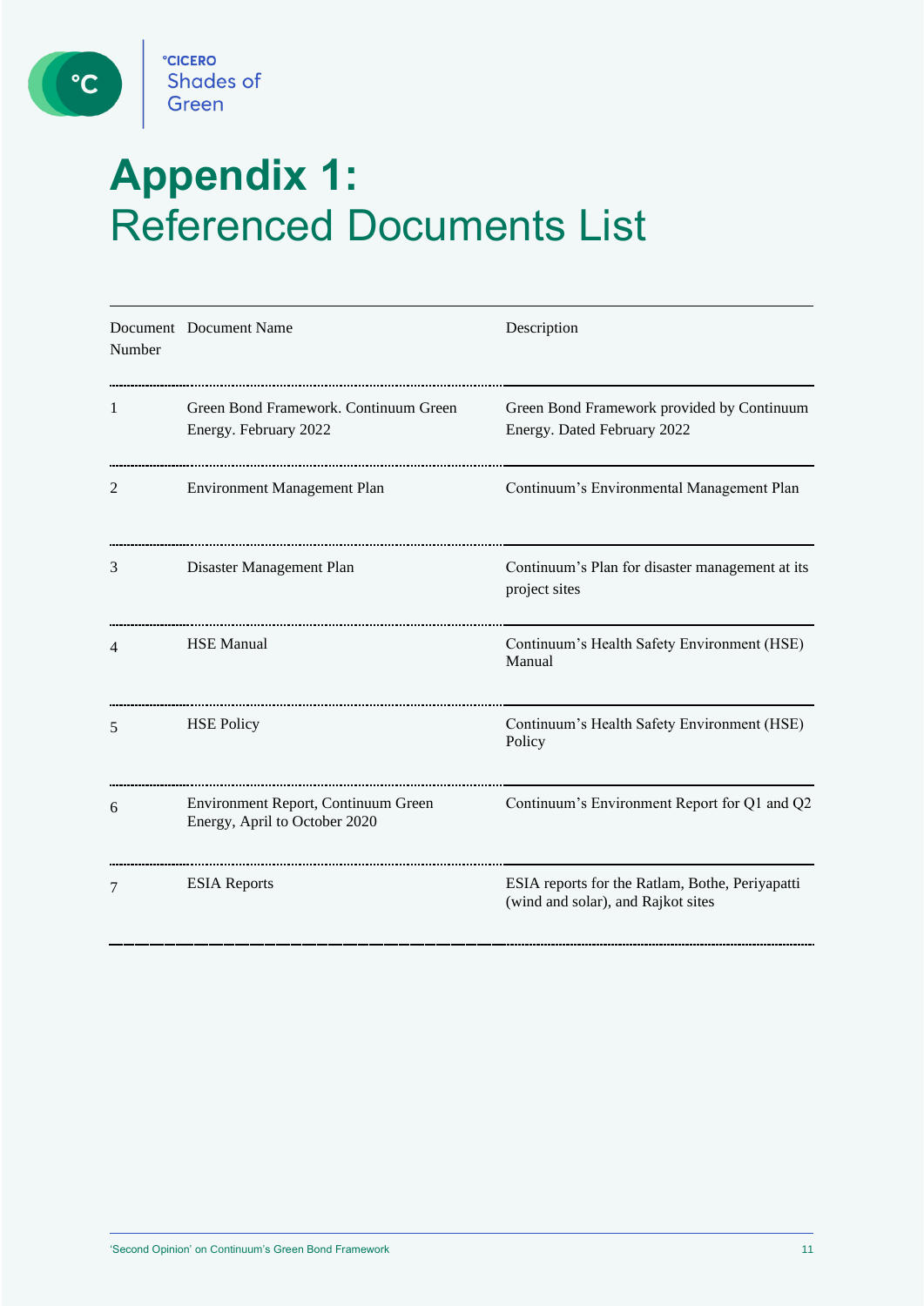# Appendix 1: Referenced Documents List

| Document Number | Document Name | Description |
|---|---|---|
| 1 | Green Bond Framework. Continuum Green Energy. February 2022 | Green Bond Framework provided by Continuum Energy. Dated February 2022 |
| 2 | Environment Management Plan | Continuum's Environmental Management Plan |
| 3 | Disaster Management Plan | Continuum's Plan for disaster management at its project sites |
| 4 | HSE Manual | Continuum's Health Safety Environment (HSE) Manual |
| 5 | HSE Policy | Continuum's Health Safety Environment (HSE) Policy |
| 6 | Environment Report, Continuum Green Energy, April to October 2020 | Continuum's Environment Report for Q1 and Q2 |
| 7 | ESIA Reports | ESIA reports for the Ratlam, Bothe, Periyapatti (wind and solar), and Rajkot sites |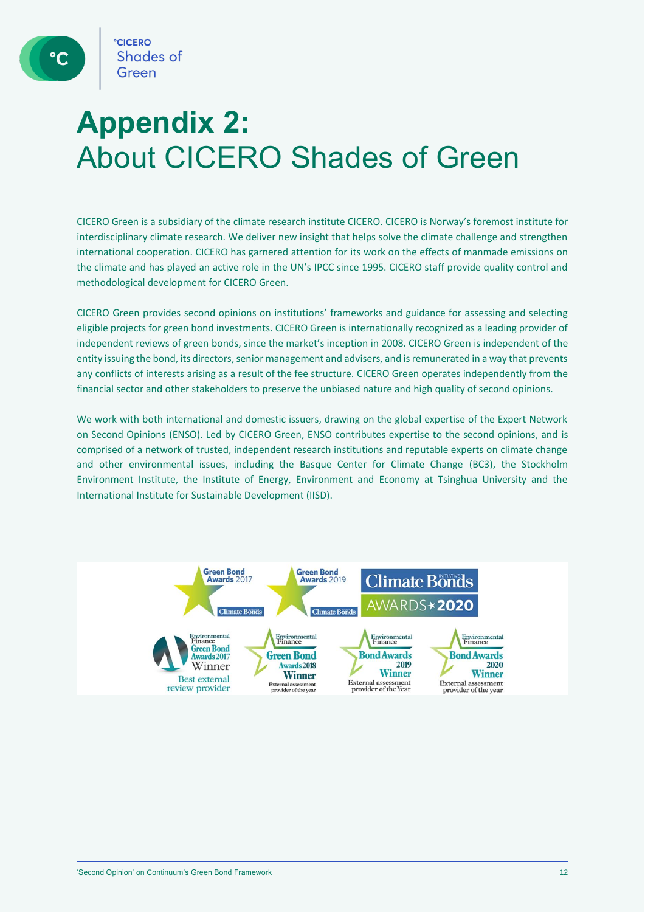# Appendix 2: About CICERO Shades of Green

CICERO Green is a subsidiary of the climate research institute CICERO. CICERO is Norway's foremost institute for interdisciplinary climate research. We deliver new insight that helps solve the climate challenge and strengthen international cooperation. CICERO has garnered attention for its work on the effects of manmade emissions on the climate and has played an active role in the UN's IPCC since 1995. CICERO staff provide quality control and methodological development for CICERO Green.

CICERO Green provides second opinions on institutions' frameworks and guidance for assessing and selecting eligible projects for green bond investments. CICERO Green is internationally recognized as a leading provider of independent reviews of green bonds, since the market's inception in 2008. CICERO Green is independent of the entity issuing the bond, its directors, senior management and advisers, and is remunerated in a way that prevents any conflicts of interests arising as a result of the fee structure. CICERO Green operates independently from the financial sector and other stakeholders to preserve the unbiased nature and high quality of second opinions.

We work with both international and domestic issuers, drawing on the global expertise of the Expert Network on Second Opinions (ENSO). Led by CICERO Green, ENSO contributes expertise to the second opinions, and is comprised of a network of trusted, independent research institutions and reputable experts on climate change and other environmental issues, including the Basque Center for Climate Change (BC3), the Stockholm Environment Institute, the Institute of Energy, Environment and Economy at Tsinghua University and the International Institute for Sustainable Development (IISD).